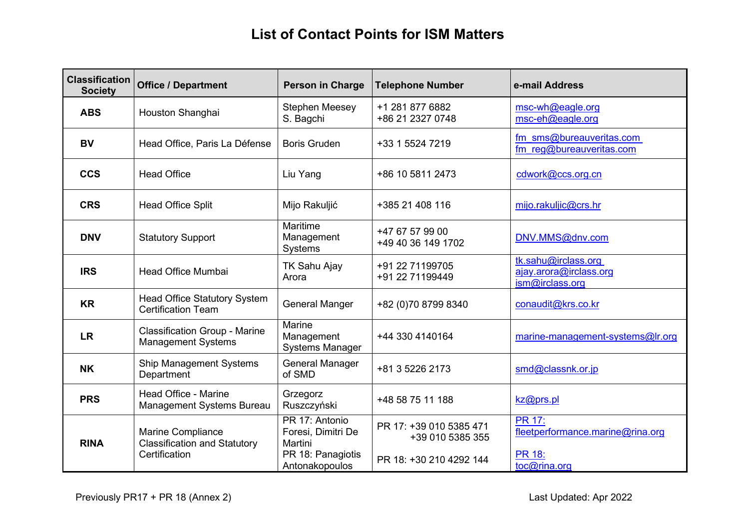# List of Contact Points for ISM Matters

| Classification Society | Office / Department | Person in Charge | Telephone Number | e-mail Address |
|---|---|---|---|---|
| **ABS** | Houston Shanghai | Stephen Meesey<br>S. Bagchi | +1 281 877 6882<br>+86 21 2327 0748 | msc-wh@eagle.org<br>msc-eh@eagle.org |
| **BV** | Head Office, Paris La Défense | Boris Gruden | +33 1 5524 7219 | fm_sms@bureauveritas.com<br>fm_reg@bureauveritas.com |
| **CCS** | Head Office | Liu Yang | +86 10 5811 2473 | cdwork@ccs.org.cn |
| **CRS** | Head Office Split | Mijo Rakuljić | +385 21 408 116 | mijo.rakuljic@crs.hr |
| **DNV** | Statutory Support | Maritime Management Systems | +47 67 57 99 00<br>+49 40 36 149 1702 | DNV.MMS@dnv.com |
| **IRS** | Head Office Mumbai | TK Sahu Ajay Arora | +91 22 71199705<br>+91 22 71199449 | tk.sahu@irclass.org<br>ajay.arora@irclass.org<br>ism@irclass.org |
| **KR** | Head Office Statutory System Certification Team | General Manger | +82 (0)70 8799 8340 | conaudit@krs.co.kr |
| **LR** | Classification Group - Marine Management Systems | Marine Management Systems Manager | +44 330 4140164 | marine-management-systems@lr.org |
| **NK** | Ship Management Systems Department | General Manager of SMD | +81 3 5226 2173 | smd@classnk.or.jp |
| **PRS** | Head Office - Marine Management Systems Bureau | Grzegorz Ruszczyński | +48 58 75 11 188 | kz@prs.pl |
| **RINA** | Marine Compliance Classification and Statutory Certification | PR 17: Antonio Foresi, Dimitri De Martini<br>PR 18: Panagiotis Antonakopoulos | PR 17: +39 010 5385 471<br>+39 010 5385 355<br>PR 18: +30 210 4292 144 | PR 17: fleetperformance.marine@rina.org<br>PR 18: toc@rina.org |

Previously PR17 + PR 18 (Annex 2)

Last Updated: Apr 2022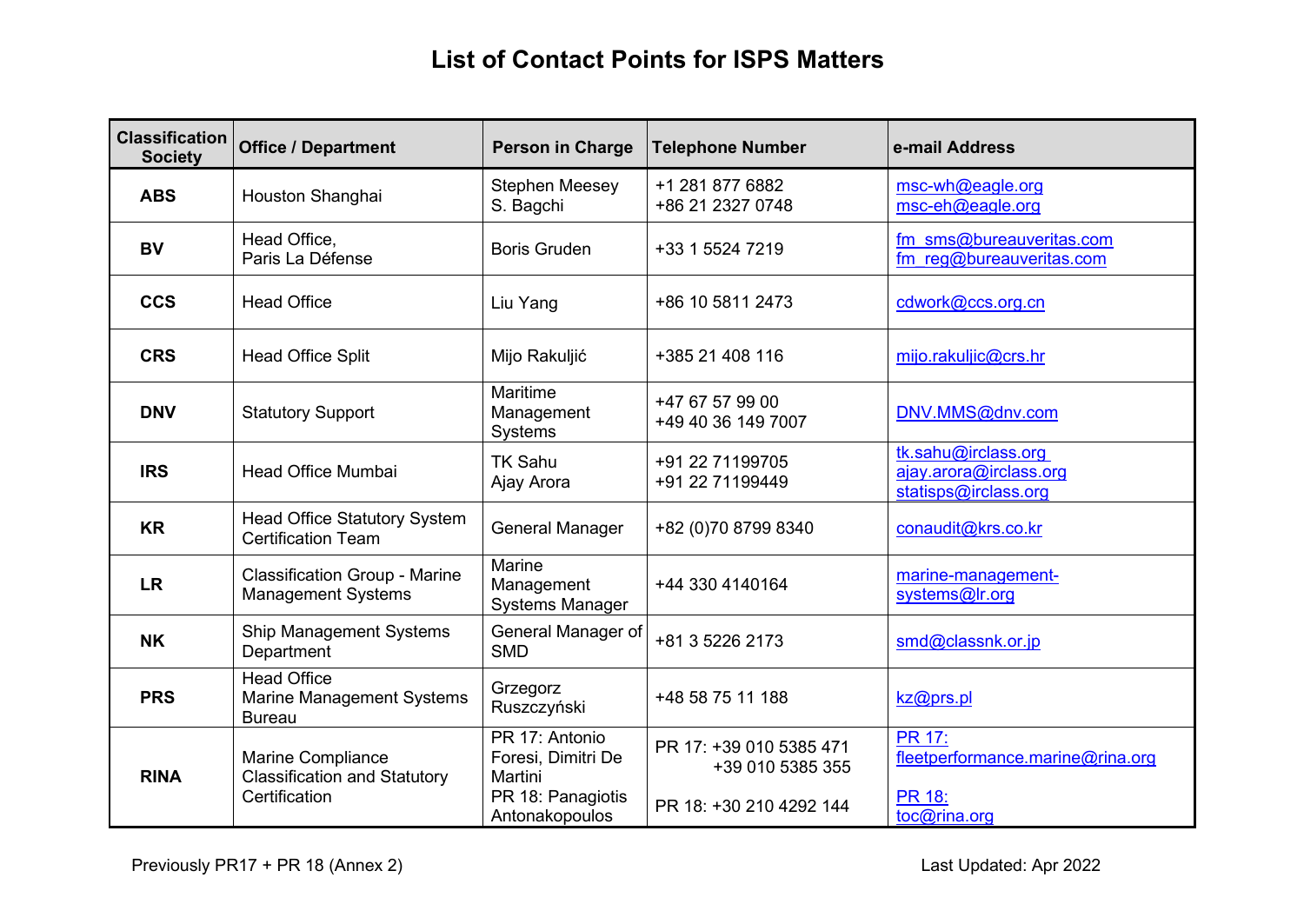# List of Contact Points for ISPS Matters

| Classification Society | Office / Department | Person in Charge | Telephone Number | e-mail Address |
|---|---|---|---|---|
| **ABS** | Houston Shanghai | Stephen Meesey<br>S. Bagchi | +1 281 877 6882<br>+86 21 2327 0748 | msc-wh@eagle.org<br>msc-eh@eagle.org |
| **BV** | Head Office,<br>Paris La Défense | Boris Gruden | +33 1 5524 7219 | fm_sms@bureauveritas.com<br>fm_reg@bureauveritas.com |
| **CCS** | Head Office | Liu Yang | +86 10 5811 2473 | cdwork@ccs.org.cn |
| **CRS** | Head Office Split | Mijo Rakuljić | +385 21 408 116 | mijo.rakuljic@crs.hr |
| **DNV** | Statutory Support | Maritime Management Systems | +47 67 57 99 00<br>+49 40 36 149 7007 | DNV.MMS@dnv.com |
| **IRS** | Head Office Mumbai | TK Sahu<br>Ajay Arora | +91 22 71199705<br>+91 22 71199449 | tk.sahu@irclass.org<br>ajay.arora@irclass.org<br>statisps@irclass.org |
| **KR** | Head Office Statutory System Certification Team | General Manager | +82 (0)70 8799 8340 | conaudit@krs.co.kr |
| **LR** | Classification Group - Marine Management Systems | Marine Management Systems Manager | +44 330 4140164 | marine-management-systems@lr.org |
| **NK** | Ship Management Systems Department | General Manager of SMD | +81 3 5226 2173 | smd@classnk.or.jp |
| **PRS** | Head Office<br>Marine Management Systems Bureau | Grzegorz Ruszczyński | +48 58 75 11 188 | kz@prs.pl |
| **RINA** | Marine Compliance Classification and Statutory Certification | PR 17: Antonio Foresi, Dimitri De Martini<br>PR 18: Panagiotis Antonakopoulos | PR 17: +39 010 5385 471<br>+39 010 5385 355<br>PR 18: +30 210 4292 144 | PR 17:<br>fleetperformance.marine@rina.org<br>PR 18:<br>toc@rina.org |

Previously PR17 + PR 18 (Annex 2)

Last Updated: Apr 2022